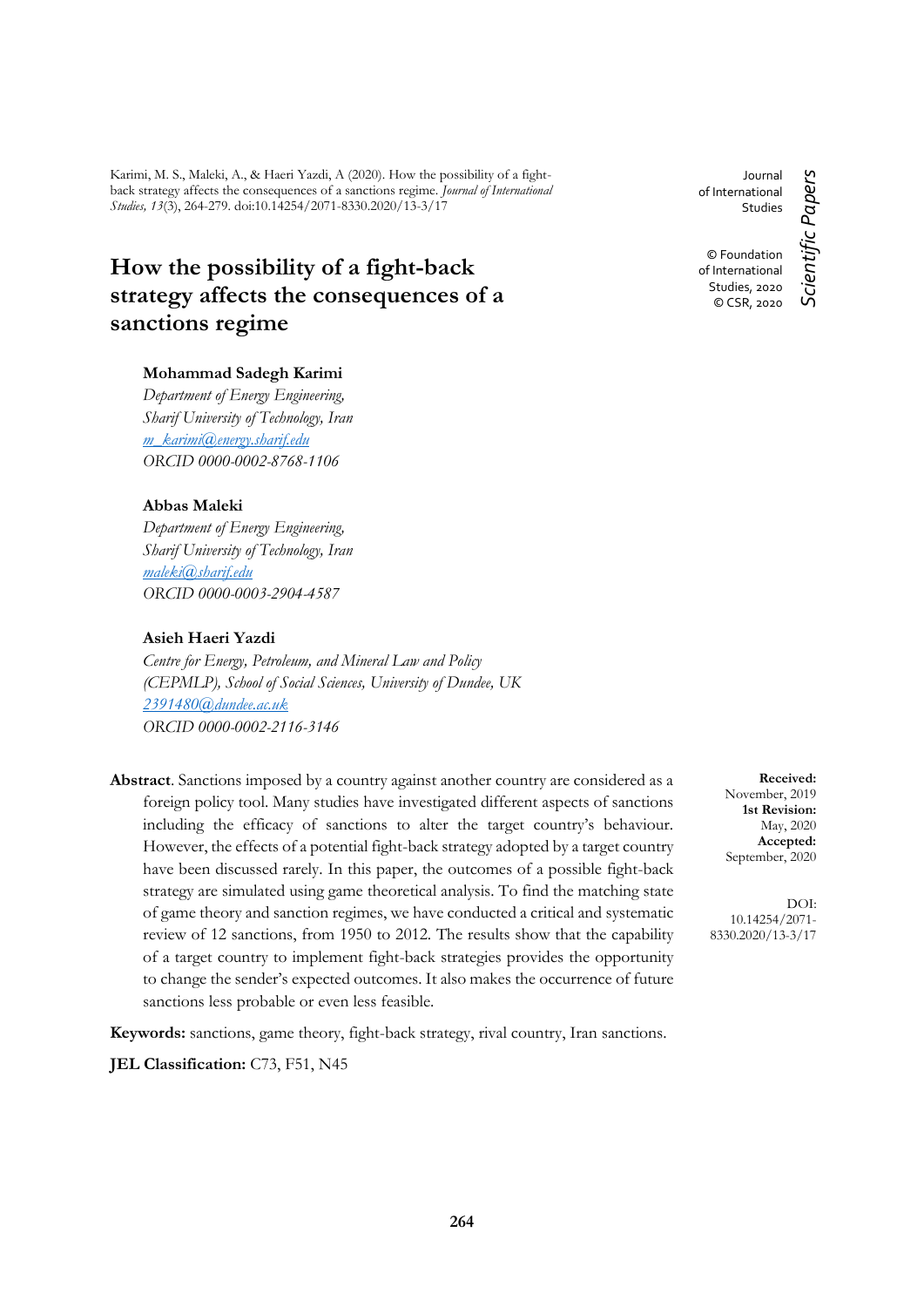Karimi, M. S., Maleki, A., & Haeri Yazdi, A (2020). How the possibility of a fight-back strategy affects the consequences of a sanctions regime. *Journal of International Studies, 13*(3), 264-279. doi:10.14254/2071-8330.2020/13-3/17

Journal of International Studies

© Foundation of International Studies, 2020
© CSR, 2020

*Scientific Papers*

# How the possibility of a fight-back strategy affects the consequences of a sanctions regime

**Mohammad Sadegh Karimi**
*Department of Energy Engineering,*
*Sharif University of Technology, Iran*
*m_karimi@energy.sharif.edu*
*ORCID 0000-0002-8768-1106*

**Abbas Maleki**
*Department of Energy Engineering,*
*Sharif University of Technology, Iran*
*maleki@sharif.edu*
*ORCID 0000-0003-2904-4587*

**Asieh Haeri Yazdi**
*Centre for Energy, Petroleum, and Mineral Law and Policy (CEPMLP), School of Social Sciences, University of Dundee, UK*
*2391480@dundee.ac.uk*
*ORCID 0000-0002-2116-3146*

**Abstract**. Sanctions imposed by a country against another country are considered as a foreign policy tool. Many studies have investigated different aspects of sanctions including the efficacy of sanctions to alter the target country's behaviour. However, the effects of a potential fight-back strategy adopted by a target country have been discussed rarely. In this paper, the outcomes of a possible fight-back strategy are simulated using game theoretical analysis. To find the matching state of game theory and sanction regimes, we have conducted a critical and systematic review of 12 sanctions, from 1950 to 2012. The results show that the capability of a target country to implement fight-back strategies provides the opportunity to change the sender's expected outcomes. It also makes the occurrence of future sanctions less probable or even less feasible.

**Received:** November, 2019
**1st Revision:** May, 2020
**Accepted:** September, 2020

DOI: 10.14254/2071-8330.2020/13-3/17

**Keywords:** sanctions, game theory, fight-back strategy, rival country, Iran sanctions.

**JEL Classification:** C73, F51, N45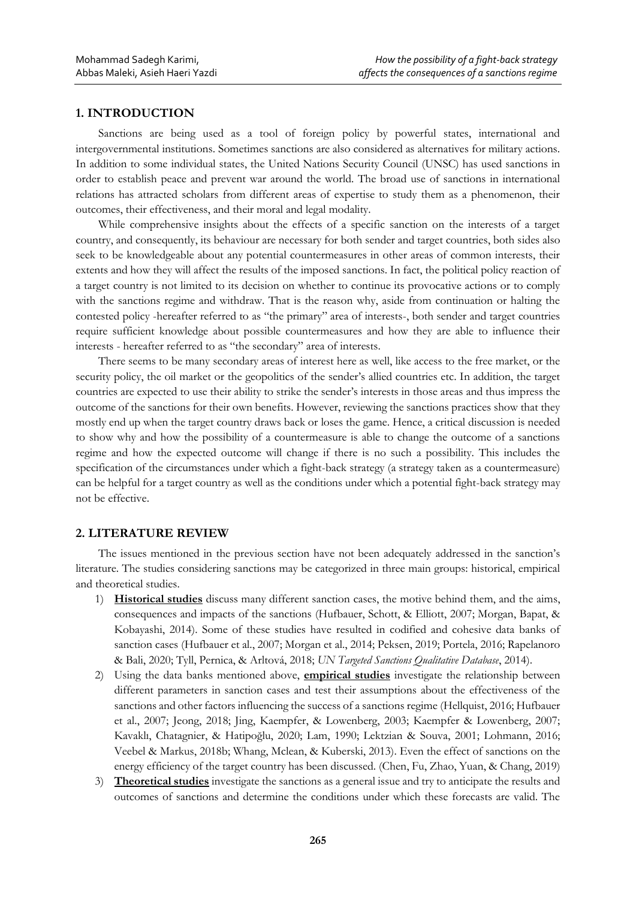## 1. INTRODUCTION

Sanctions are being used as a tool of foreign policy by powerful states, international and intergovernmental institutions. Sometimes sanctions are also considered as alternatives for military actions. In addition to some individual states, the United Nations Security Council (UNSC) has used sanctions in order to establish peace and prevent war around the world. The broad use of sanctions in international relations has attracted scholars from different areas of expertise to study them as a phenomenon, their outcomes, their effectiveness, and their moral and legal modality.

While comprehensive insights about the effects of a specific sanction on the interests of a target country, and consequently, its behaviour are necessary for both sender and target countries, both sides also seek to be knowledgeable about any potential countermeasures in other areas of common interests, their extents and how they will affect the results of the imposed sanctions. In fact, the political policy reaction of a target country is not limited to its decision on whether to continue its provocative actions or to comply with the sanctions regime and withdraw. That is the reason why, aside from continuation or halting the contested policy -hereafter referred to as "the primary" area of interests-, both sender and target countries require sufficient knowledge about possible countermeasures and how they are able to influence their interests - hereafter referred to as "the secondary" area of interests.

There seems to be many secondary areas of interest here as well, like access to the free market, or the security policy, the oil market or the geopolitics of the sender's allied countries etc. In addition, the target countries are expected to use their ability to strike the sender's interests in those areas and thus impress the outcome of the sanctions for their own benefits. However, reviewing the sanctions practices show that they mostly end up when the target country draws back or loses the game. Hence, a critical discussion is needed to show why and how the possibility of a countermeasure is able to change the outcome of a sanctions regime and how the expected outcome will change if there is no such a possibility. This includes the specification of the circumstances under which a fight-back strategy (a strategy taken as a countermeasure) can be helpful for a target country as well as the conditions under which a potential fight-back strategy may not be effective.

## 2. LITERATURE REVIEW

The issues mentioned in the previous section have not been adequately addressed in the sanction's literature. The studies considering sanctions may be categorized in three main groups: historical, empirical and theoretical studies.

1) **Historical studies** discuss many different sanction cases, the motive behind them, and the aims, consequences and impacts of the sanctions (Hufbauer, Schott, & Elliott, 2007; Morgan, Bapat, & Kobayashi, 2014). Some of these studies have resulted in codified and cohesive data banks of sanction cases (Hufbauer et al., 2007; Morgan et al., 2014; Peksen, 2019; Portela, 2016; Rapelanoro & Bali, 2020; Tyll, Pernica, & Arltová, 2018; *UN Targeted Sanctions Qualitative Database*, 2014).
2) Using the data banks mentioned above, **empirical studies** investigate the relationship between different parameters in sanction cases and test their assumptions about the effectiveness of the sanctions and other factors influencing the success of a sanctions regime (Hellquist, 2016; Hufbauer et al., 2007; Jeong, 2018; Jing, Kaempfer, & Lowenberg, 2003; Kaempfer & Lowenberg, 2007; Kavaklı, Chatagnier, & Hatipoğlu, 2020; Lam, 1990; Lektzian & Souva, 2001; Lohmann, 2016; Veebel & Markus, 2018b; Whang, Mclean, & Kuberski, 2013). Even the effect of sanctions on the energy efficiency of the target country has been discussed. (Chen, Fu, Zhao, Yuan, & Chang, 2019)
3) **Theoretical studies** investigate the sanctions as a general issue and try to anticipate the results and outcomes of sanctions and determine the conditions under which these forecasts are valid. The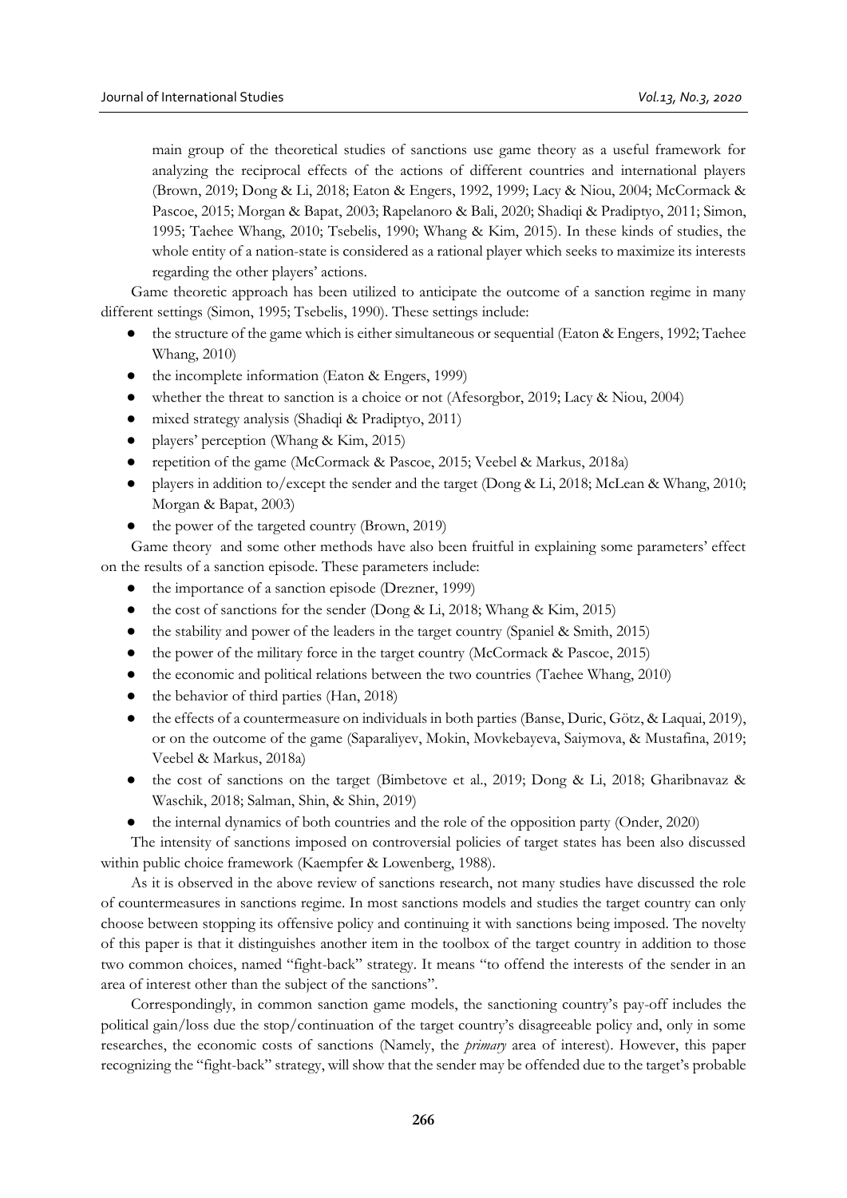main group of the theoretical studies of sanctions use game theory as a useful framework for analyzing the reciprocal effects of the actions of different countries and international players (Brown, 2019; Dong & Li, 2018; Eaton & Engers, 1992, 1999; Lacy & Niou, 2004; McCormack & Pascoe, 2015; Morgan & Bapat, 2003; Rapelanoro & Bali, 2020; Shadiqi & Pradiptyo, 2011; Simon, 1995; Taehee Whang, 2010; Tsebelis, 1990; Whang & Kim, 2015). In these kinds of studies, the whole entity of a nation-state is considered as a rational player which seeks to maximize its interests regarding the other players' actions.

Game theoretic approach has been utilized to anticipate the outcome of a sanction regime in many different settings (Simon, 1995; Tsebelis, 1990). These settings include:

- the structure of the game which is either simultaneous or sequential (Eaton & Engers, 1992; Taehee Whang, 2010)
- the incomplete information (Eaton & Engers, 1999)
- whether the threat to sanction is a choice or not (Afesorgbor, 2019; Lacy & Niou, 2004)
- mixed strategy analysis (Shadiqi & Pradiptyo, 2011)
- players' perception (Whang & Kim, 2015)
- repetition of the game (McCormack & Pascoe, 2015; Veebel & Markus, 2018a)
- players in addition to/except the sender and the target (Dong & Li, 2018; McLean & Whang, 2010; Morgan & Bapat, 2003)
- the power of the targeted country (Brown, 2019)

Game theory and some other methods have also been fruitful in explaining some parameters' effect on the results of a sanction episode. These parameters include:

- the importance of a sanction episode (Drezner, 1999)
- the cost of sanctions for the sender (Dong & Li, 2018; Whang & Kim, 2015)
- the stability and power of the leaders in the target country (Spaniel & Smith, 2015)
- the power of the military force in the target country (McCormack & Pascoe, 2015)
- the economic and political relations between the two countries (Taehee Whang, 2010)
- the behavior of third parties (Han, 2018)
- the effects of a countermeasure on individuals in both parties (Banse, Duric, Götz, & Laquai, 2019), or on the outcome of the game (Saparaliyev, Mokin, Movkebayeva, Saiymova, & Mustafina, 2019; Veebel & Markus, 2018a)
- the cost of sanctions on the target (Bimbetove et al., 2019; Dong & Li, 2018; Gharibnavaz & Waschik, 2018; Salman, Shin, & Shin, 2019)
- the internal dynamics of both countries and the role of the opposition party (Onder, 2020)

The intensity of sanctions imposed on controversial policies of target states has been also discussed within public choice framework (Kaempfer & Lowenberg, 1988).

As it is observed in the above review of sanctions research, not many studies have discussed the role of countermeasures in sanctions regime. In most sanctions models and studies the target country can only choose between stopping its offensive policy and continuing it with sanctions being imposed. The novelty of this paper is that it distinguishes another item in the toolbox of the target country in addition to those two common choices, named "fight-back" strategy. It means "to offend the interests of the sender in an area of interest other than the subject of the sanctions".

Correspondingly, in common sanction game models, the sanctioning country's pay-off includes the political gain/loss due the stop/continuation of the target country's disagreeable policy and, only in some researches, the economic costs of sanctions (Namely, the *primary* area of interest). However, this paper recognizing the "fight-back" strategy, will show that the sender may be offended due to the target's probable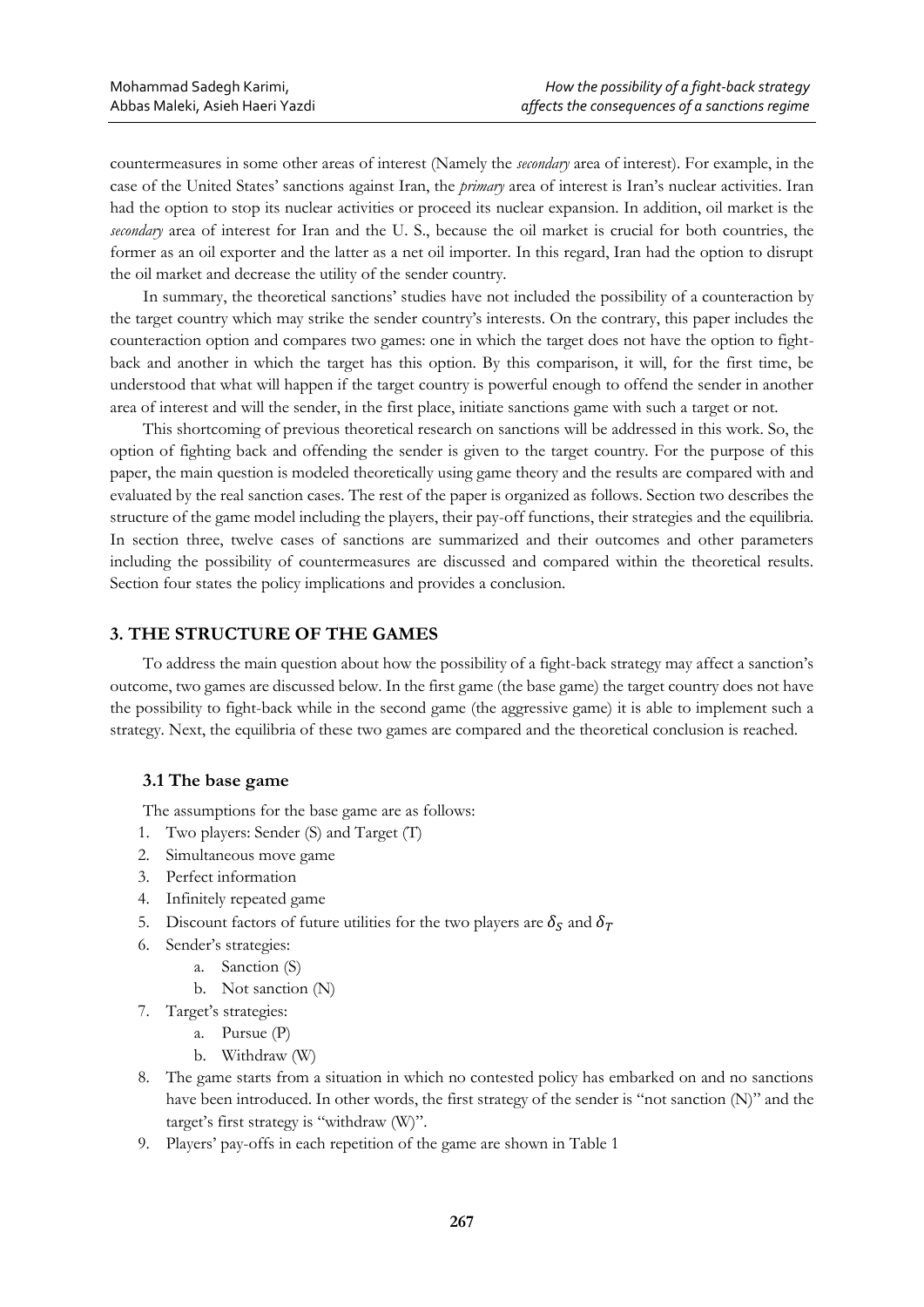countermeasures in some other areas of interest (Namely the *secondary* area of interest). For example, in the case of the United States' sanctions against Iran, the *primary* area of interest is Iran's nuclear activities. Iran had the option to stop its nuclear activities or proceed its nuclear expansion. In addition, oil market is the *secondary* area of interest for Iran and the U. S., because the oil market is crucial for both countries, the former as an oil exporter and the latter as a net oil importer. In this regard, Iran had the option to disrupt the oil market and decrease the utility of the sender country.

In summary, the theoretical sanctions' studies have not included the possibility of a counteraction by the target country which may strike the sender country's interests. On the contrary, this paper includes the counteraction option and compares two games: one in which the target does not have the option to fight-back and another in which the target has this option. By this comparison, it will, for the first time, be understood that what will happen if the target country is powerful enough to offend the sender in another area of interest and will the sender, in the first place, initiate sanctions game with such a target or not.

This shortcoming of previous theoretical research on sanctions will be addressed in this work. So, the option of fighting back and offending the sender is given to the target country. For the purpose of this paper, the main question is modeled theoretically using game theory and the results are compared with and evaluated by the real sanction cases. The rest of the paper is organized as follows. Section two describes the structure of the game model including the players, their pay-off functions, their strategies and the equilibria. In section three, twelve cases of sanctions are summarized and their outcomes and other parameters including the possibility of countermeasures are discussed and compared within the theoretical results. Section four states the policy implications and provides a conclusion.

## 3. THE STRUCTURE OF THE GAMES

To address the main question about how the possibility of a fight-back strategy may affect a sanction's outcome, two games are discussed below. In the first game (the base game) the target country does not have the possibility to fight-back while in the second game (the aggressive game) it is able to implement such a strategy. Next, the equilibria of these two games are compared and the theoretical conclusion is reached.

### 3.1 The base game

The assumptions for the base game are as follows:

1. Two players: Sender (S) and Target (T)
2. Simultaneous move game
3. Perfect information
4. Infinitely repeated game
5. Discount factors of future utilities for the two players are $\delta_S$ and $\delta_T$
6. Sender's strategies:
   a. Sanction (S)
   b. Not sanction (N)
7. Target's strategies:
   a. Pursue (P)
   b. Withdraw (W)
8. The game starts from a situation in which no contested policy has embarked on and no sanctions have been introduced. In other words, the first strategy of the sender is "not sanction (N)" and the target's first strategy is "withdraw (W)".
9. Players' pay-offs in each repetition of the game are shown in Table 1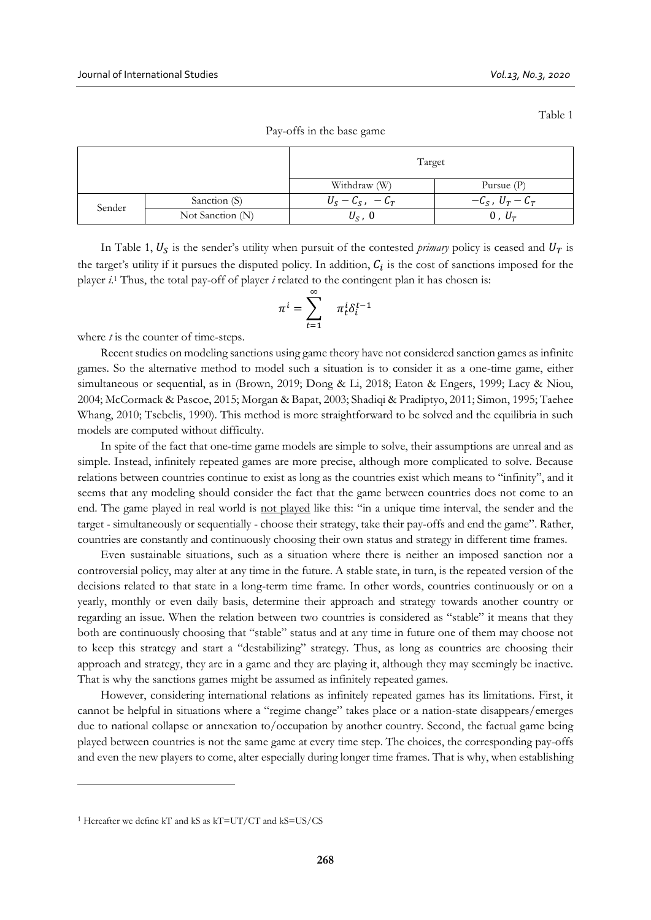Table 1

Pay-offs in the base game

| | | Target | |
|---|---|---|---|
| | | Withdraw (W) | Pursue (P) |
| Sender | Sanction (S) | $U_S - C_S,\ -C_T$ | $-C_S,\ U_T - C_T$ |
| | Not Sanction (N) | $U_S,\ 0$ | $0,\ U_T$ |

In Table 1, $U_S$ is the sender's utility when pursuit of the contested *primary* policy is ceased and $U_T$ is the target's utility if it pursues the disputed policy. In addition, $C_i$ is the cost of sanctions imposed for the player *i*.[1] Thus, the total pay-off of player *i* related to the contingent plan it has chosen is:

$$\pi^i = \sum_{t=1}^{\infty} \pi_t^i \delta_i^{t-1}$$

where *t* is the counter of time-steps.

Recent studies on modeling sanctions using game theory have not considered sanction games as infinite games. So the alternative method to model such a situation is to consider it as a one-time game, either simultaneous or sequential, as in (Brown, 2019; Dong & Li, 2018; Eaton & Engers, 1999; Lacy & Niou, 2004; McCormack & Pascoe, 2015; Morgan & Bapat, 2003; Shadiqi & Pradiptyo, 2011; Simon, 1995; Taehee Whang, 2010; Tsebelis, 1990). This method is more straightforward to be solved and the equilibria in such models are computed without difficulty.

In spite of the fact that one-time game models are simple to solve, their assumptions are unreal and as simple. Instead, infinitely repeated games are more precise, although more complicated to solve. Because relations between countries continue to exist as long as the countries exist which means to "infinity", and it seems that any modeling should consider the fact that the game between countries does not come to an end. The game played in real world is not played like this: "in a unique time interval, the sender and the target - simultaneously or sequentially - choose their strategy, take their pay-offs and end the game". Rather, countries are constantly and continuously choosing their own status and strategy in different time frames.

Even sustainable situations, such as a situation where there is neither an imposed sanction nor a controversial policy, may alter at any time in the future. A stable state, in turn, is the repeated version of the decisions related to that state in a long-term time frame. In other words, countries continuously or on a yearly, monthly or even daily basis, determine their approach and strategy towards another country or regarding an issue. When the relation between two countries is considered as "stable" it means that they both are continuously choosing that "stable" status and at any time in future one of them may choose not to keep this strategy and start a "destabilizing" strategy. Thus, as long as countries are choosing their approach and strategy, they are in a game and they are playing it, although they may seemingly be inactive. That is why the sanctions games might be assumed as infinitely repeated games.

However, considering international relations as infinitely repeated games has its limitations. First, it cannot be helpful in situations where a "regime change" takes place or a nation-state disappears/emerges due to national collapse or annexation to/occupation by another country. Second, the factual game being played between countries is not the same game at every time step. The choices, the corresponding pay-offs and even the new players to come, alter especially during longer time frames. That is why, when establishing

[1] Hereafter we define kT and kS as kT=UT/CT and kS=US/CS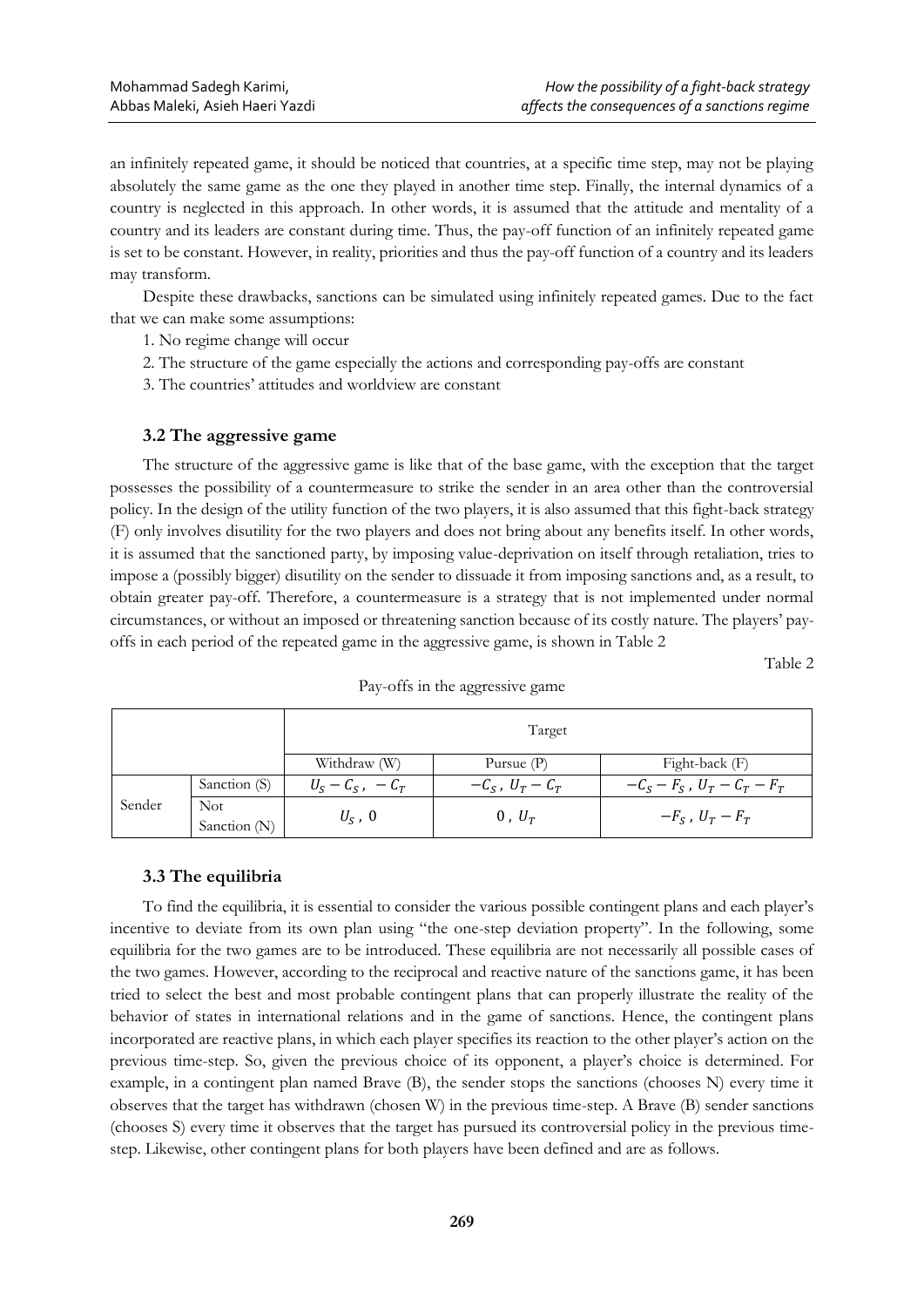an infinitely repeated game, it should be noticed that countries, at a specific time step, may not be playing absolutely the same game as the one they played in another time step. Finally, the internal dynamics of a country is neglected in this approach. In other words, it is assumed that the attitude and mentality of a country and its leaders are constant during time. Thus, the pay-off function of an infinitely repeated game is set to be constant. However, in reality, priorities and thus the pay-off function of a country and its leaders may transform.

Despite these drawbacks, sanctions can be simulated using infinitely repeated games. Due to the fact that we can make some assumptions:

1. No regime change will occur
2. The structure of the game especially the actions and corresponding pay-offs are constant
3. The countries' attitudes and worldview are constant

### 3.2 The aggressive game

The structure of the aggressive game is like that of the base game, with the exception that the target possesses the possibility of a countermeasure to strike the sender in an area other than the controversial policy. In the design of the utility function of the two players, it is also assumed that this fight-back strategy (F) only involves disutility for the two players and does not bring about any benefits itself. In other words, it is assumed that the sanctioned party, by imposing value-deprivation on itself through retaliation, tries to impose a (possibly bigger) disutility on the sender to dissuade it from imposing sanctions and, as a result, to obtain greater pay-off. Therefore, a countermeasure is a strategy that is not implemented under normal circumstances, or without an imposed or threatening sanction because of its costly nature. The players' pay-offs in each period of the repeated game in the aggressive game, is shown in Table 2

Table 2

Pay-offs in the aggressive game

| | | Target | | |
|---|---|---|---|---|
| | | Withdraw (W) | Pursue (P) | Fight-back (F) |
| Sender | Sanction (S) | $U_S - C_S\,,\ -C_T$ | $-C_S\,,\ U_T - C_T$ | $-C_S - F_S\,,\ U_T - C_T - F_T$ |
| | Not Sanction (N) | $U_S\,,\ 0$ | $0\,,\ U_T$ | $-F_S\,,\ U_T - F_T$ |

### 3.3 The equilibria

To find the equilibria, it is essential to consider the various possible contingent plans and each player's incentive to deviate from its own plan using "the one-step deviation property". In the following, some equilibria for the two games are to be introduced. These equilibria are not necessarily all possible cases of the two games. However, according to the reciprocal and reactive nature of the sanctions game, it has been tried to select the best and most probable contingent plans that can properly illustrate the reality of the behavior of states in international relations and in the game of sanctions. Hence, the contingent plans incorporated are reactive plans, in which each player specifies its reaction to the other player's action on the previous time-step. So, given the previous choice of its opponent, a player's choice is determined. For example, in a contingent plan named Brave (B), the sender stops the sanctions (chooses N) every time it observes that the target has withdrawn (chosen W) in the previous time-step. A Brave (B) sender sanctions (chooses S) every time it observes that the target has pursued its controversial policy in the previous time-step. Likewise, other contingent plans for both players have been defined and are as follows.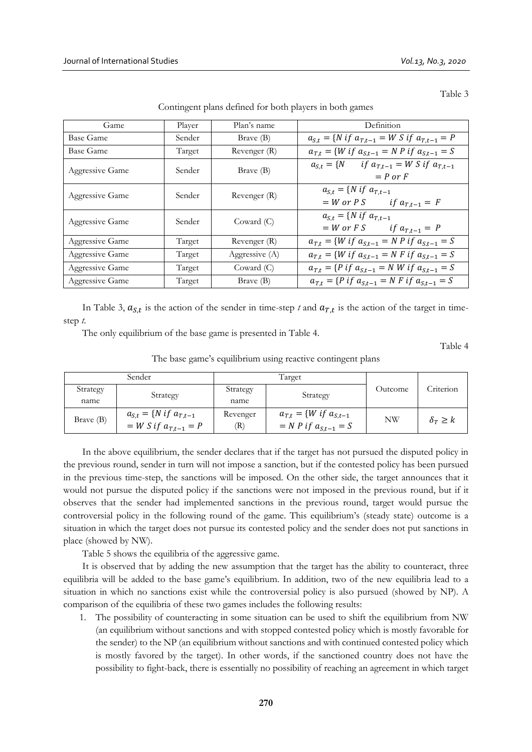Table 3

Contingent plans defined for both players in both games

| Game | Player | Plan's name | Definition |
|---|---|---|---|
| Base Game | Sender | Brave (B) | $a_{S,t} = \{N \text{ if } a_{T,t-1} = W \; S \text{ if } a_{T,t-1} = P$ |
| Base Game | Target | Revenger (R) | $a_{T,t} = \{W \text{ if } a_{S,t-1} = N \; P \text{ if } a_{S,t-1} = S$ |
| Aggressive Game | Sender | Brave (B) | $a_{S,t} = \{N \quad \text{if } a_{T,t-1} = W \; S \text{ if } a_{T,t-1} = P \text{ or } F$ |
| Aggressive Game | Sender | Revenger (R) | $a_{S,t} = \{N \text{ if } a_{T,t-1} = W \text{ or } P \; S \quad \text{if } a_{T,t-1} = F$ |
| Aggressive Game | Sender | Coward (C) | $a_{S,t} = \{N \text{ if } a_{T,t-1} = W \text{ or } F \; S \quad \text{if } a_{T,t-1} = P$ |
| Aggressive Game | Target | Revenger (R) | $a_{T,t} = \{W \text{ if } a_{S,t-1} = N \; P \text{ if } a_{S,t-1} = S$ |
| Aggressive Game | Target | Aggressive (A) | $a_{T,t} = \{W \text{ if } a_{S,t-1} = N \; F \text{ if } a_{S,t-1} = S$ |
| Aggressive Game | Target | Coward (C) | $a_{T,t} = \{P \text{ if } a_{S,t-1} = N \; W \text{ if } a_{S,t-1} = S$ |
| Aggressive Game | Target | Brave (B) | $a_{T,t} = \{P \text{ if } a_{S,t-1} = N \; F \text{ if } a_{S,t-1} = S$ |

In Table 3, $a_{S,t}$ is the action of the sender in time-step *t* and $a_{T,t}$ is the action of the target in time-step *t*.

The only equilibrium of the base game is presented in Table 4.

Table 4

The base game's equilibrium using reactive contingent plans

| Sender | | Target | | Outcome | Criterion |
|---|---|---|---|---|---|
| Strategy name | Strategy | Strategy name | Strategy | | |
| Brave (B) | $a_{S,t} = \{N \text{ if } a_{T,t-1} = W \; S \text{ if } a_{T,t-1} = P$ | Revenger (R) | $a_{T,t} = \{W \text{ if } a_{S,t-1} = N \; P \text{ if } a_{S,t-1} = S$ | NW | $\delta_T \geq k$ |

In the above equilibrium, the sender declares that if the target has not pursued the disputed policy in the previous round, sender in turn will not impose a sanction, but if the contested policy has been pursued in the previous time-step, the sanctions will be imposed. On the other side, the target announces that it would not pursue the disputed policy if the sanctions were not imposed in the previous round, but if it observes that the sender had implemented sanctions in the previous round, target would pursue the controversial policy in the following round of the game. This equilibrium's (steady state) outcome is a situation in which the target does not pursue its contested policy and the sender does not put sanctions in place (showed by NW).

Table 5 shows the equilibria of the aggressive game.

It is observed that by adding the new assumption that the target has the ability to counteract, three equilibria will be added to the base game's equilibrium. In addition, two of the new equilibria lead to a situation in which no sanctions exist while the controversial policy is also pursued (showed by NP). A comparison of the equilibria of these two games includes the following results:

1. The possibility of counteracting in some situation can be used to shift the equilibrium from NW (an equilibrium without sanctions and with stopped contested policy which is mostly favorable for the sender) to the NP (an equilibrium without sanctions and with continued contested policy which is mostly favored by the target). In other words, if the sanctioned country does not have the possibility to fight-back, there is essentially no possibility of reaching an agreement in which target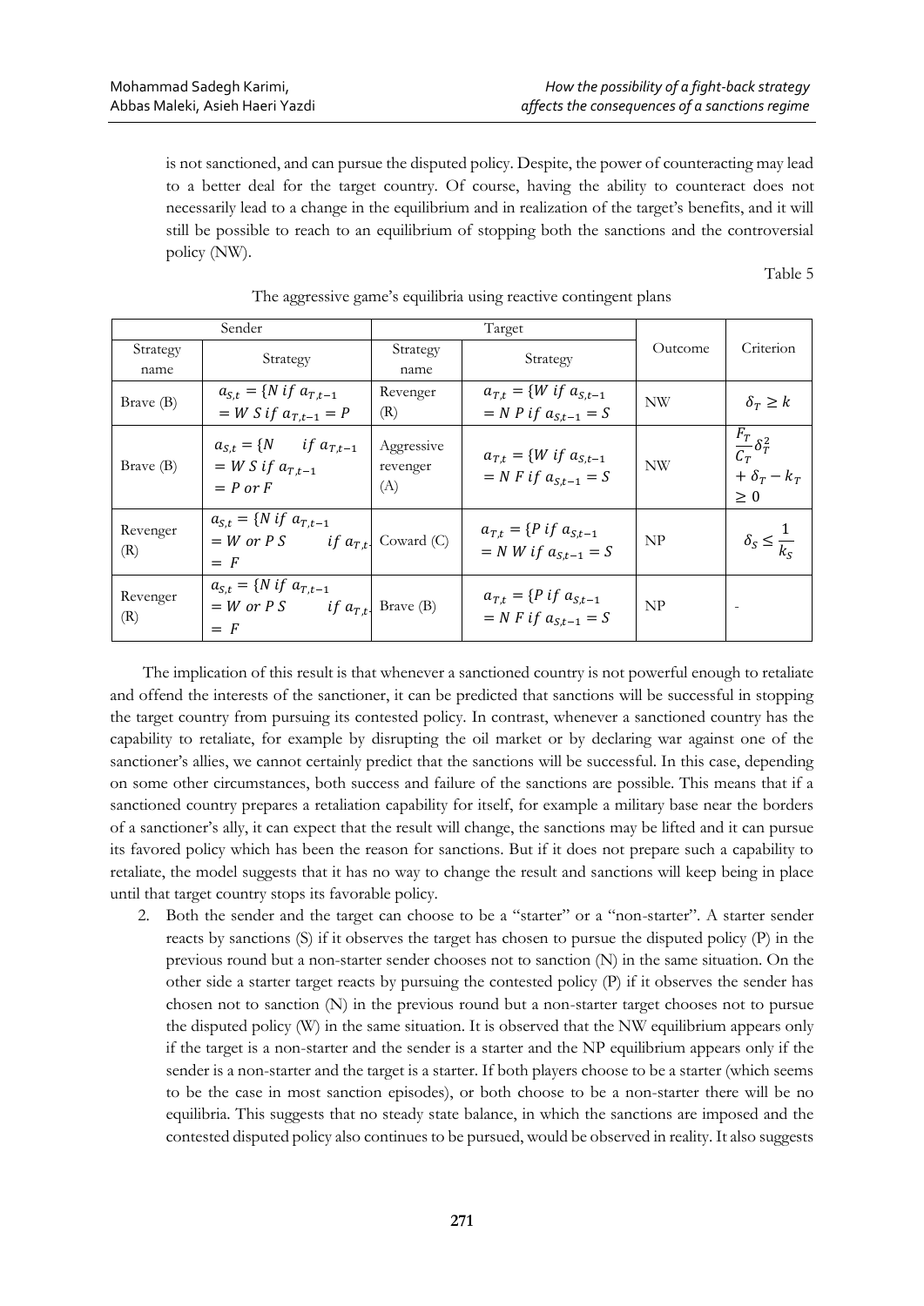is not sanctioned, and can pursue the disputed policy. Despite, the power of counteracting may lead to a better deal for the target country. Of course, having the ability to counteract does not necessarily lead to a change in the equilibrium and in realization of the target's benefits, and it will still be possible to reach to an equilibrium of stopping both the sanctions and the controversial policy (NW).

Table 5

The aggressive game's equilibria using reactive contingent plans

| Sender | | Target | | Outcome | Criterion |
|---|---|---|---|---|---|
| Strategy name | Strategy | Strategy name | Strategy | | |
| Brave (B) | $a_{S,t} = \{N \text{ if } a_{T,t-1} = W \; S \text{ if } a_{T,t-1} = P$ | Revenger (R) | $a_{T,t} = \{W \text{ if } a_{S,t-1} = N \; P \text{ if } a_{S,t-1} = S$ | NW | $\delta_T \geq k$ |
| Brave (B) | $a_{S,t} = \{N \quad \text{if } a_{T,t-1} = W \; S \text{ if } a_{T,t-1} = P \text{ or } F$ | Aggressive revenger (A) | $a_{T,t} = \{W \text{ if } a_{S,t-1} = N \; F \text{ if } a_{S,t-1} = S$ | NW | $\frac{F_T}{C_T}\delta_T^2 + \delta_T - k_T \geq 0$ |
| Revenger (R) | $a_{S,t} = \{N \text{ if } a_{T,t-1} = W \text{ or } P \; S \quad \text{if } a_{T,t-1} = F$ | Coward (C) | $a_{T,t} = \{P \text{ if } a_{S,t-1} = N \; W \text{ if } a_{S,t-1} = S$ | NP | $\delta_S \leq \frac{1}{k_S}$ |
| Revenger (R) | $a_{S,t} = \{N \text{ if } a_{T,t-1} = W \text{ or } P \; S \quad \text{if } a_{T,t-1} = F$ | Brave (B) | $a_{T,t} = \{P \text{ if } a_{S,t-1} = N \; F \text{ if } a_{S,t-1} = S$ | NP | - |

The implication of this result is that whenever a sanctioned country is not powerful enough to retaliate and offend the interests of the sanctioner, it can be predicted that sanctions will be successful in stopping the target country from pursuing its contested policy. In contrast, whenever a sanctioned country has the capability to retaliate, for example by disrupting the oil market or by declaring war against one of the sanctioner's allies, we cannot certainly predict that the sanctions will be successful. In this case, depending on some other circumstances, both success and failure of the sanctions are possible. This means that if a sanctioned country prepares a retaliation capability for itself, for example a military base near the borders of a sanctioner's ally, it can expect that the result will change, the sanctions may be lifted and it can pursue its favored policy which has been the reason for sanctions. But if it does not prepare such a capability to retaliate, the model suggests that it has no way to change the result and sanctions will keep being in place until that target country stops its favorable policy.

2. Both the sender and the target can choose to be a "starter" or a "non-starter". A starter sender reacts by sanctions (S) if it observes the target has chosen to pursue the disputed policy (P) in the previous round but a non-starter sender chooses not to sanction (N) in the same situation. On the other side a starter target reacts by pursuing the contested policy (P) if it observes the sender has chosen not to sanction (N) in the previous round but a non-starter target chooses not to pursue the disputed policy (W) in the same situation. It is observed that the NW equilibrium appears only if the target is a non-starter and the sender is a starter and the NP equilibrium appears only if the sender is a non-starter and the target is a starter. If both players choose to be a starter (which seems to be the case in most sanction episodes), or both choose to be a non-starter there will be no equilibria. This suggests that no steady state balance, in which the sanctions are imposed and the contested disputed policy also continues to be pursued, would be observed in reality. It also suggests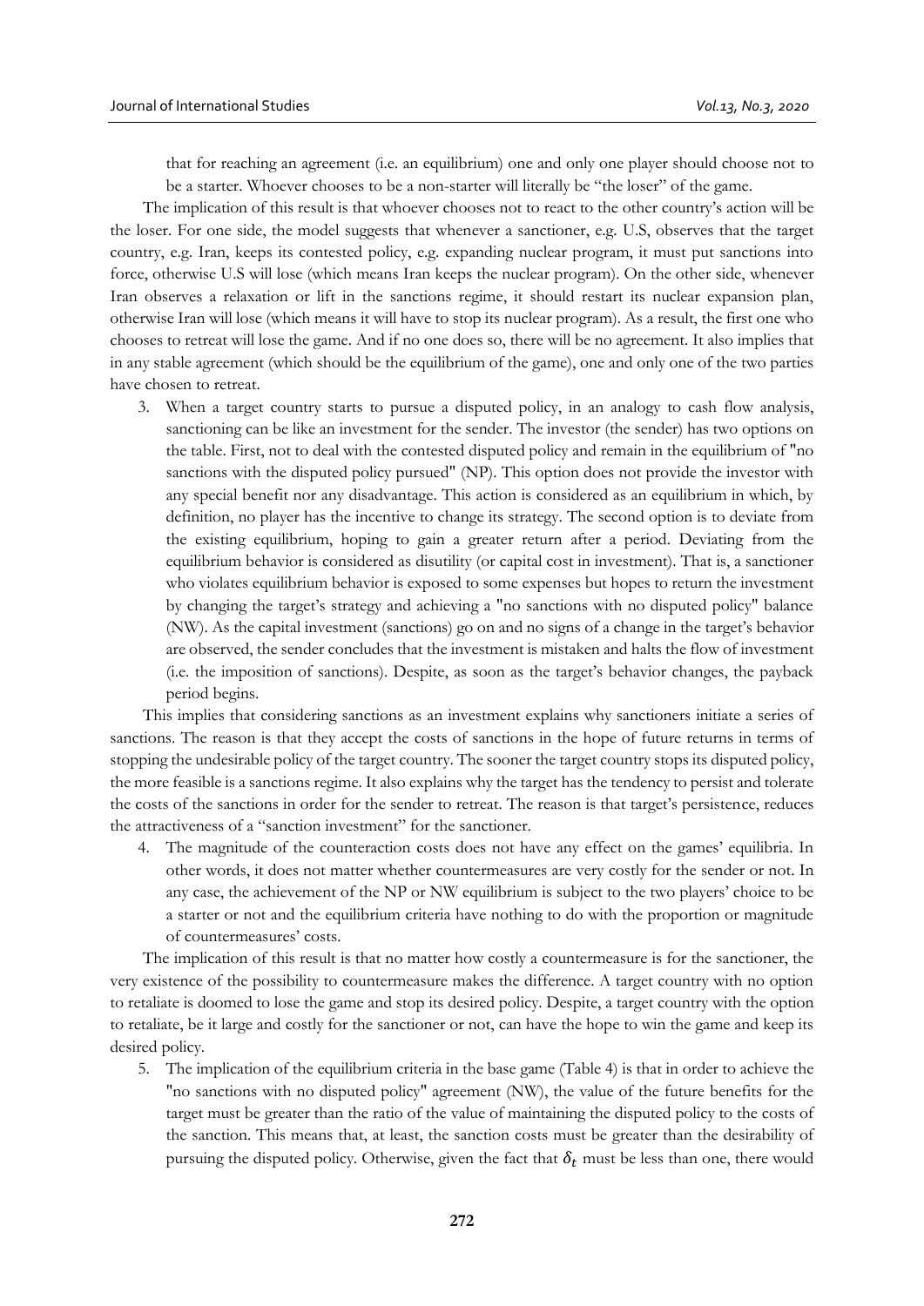that for reaching an agreement (i.e. an equilibrium) one and only one player should choose not to be a starter. Whoever chooses to be a non-starter will literally be "the loser" of the game.

The implication of this result is that whoever chooses not to react to the other country's action will be the loser. For one side, the model suggests that whenever a sanctioner, e.g. U.S, observes that the target country, e.g. Iran, keeps its contested policy, e.g. expanding nuclear program, it must put sanctions into force, otherwise U.S will lose (which means Iran keeps the nuclear program). On the other side, whenever Iran observes a relaxation or lift in the sanctions regime, it should restart its nuclear expansion plan, otherwise Iran will lose (which means it will have to stop its nuclear program). As a result, the first one who chooses to retreat will lose the game. And if no one does so, there will be no agreement. It also implies that in any stable agreement (which should be the equilibrium of the game), one and only one of the two parties have chosen to retreat.

3. When a target country starts to pursue a disputed policy, in an analogy to cash flow analysis, sanctioning can be like an investment for the sender. The investor (the sender) has two options on the table. First, not to deal with the contested disputed policy and remain in the equilibrium of "no sanctions with the disputed policy pursued" (NP). This option does not provide the investor with any special benefit nor any disadvantage. This action is considered as an equilibrium in which, by definition, no player has the incentive to change its strategy. The second option is to deviate from the existing equilibrium, hoping to gain a greater return after a period. Deviating from the equilibrium behavior is considered as disutility (or capital cost in investment). That is, a sanctioner who violates equilibrium behavior is exposed to some expenses but hopes to return the investment by changing the target's strategy and achieving a "no sanctions with no disputed policy" balance (NW). As the capital investment (sanctions) go on and no signs of a change in the target's behavior are observed, the sender concludes that the investment is mistaken and halts the flow of investment (i.e. the imposition of sanctions). Despite, as soon as the target's behavior changes, the payback period begins.

This implies that considering sanctions as an investment explains why sanctioners initiate a series of sanctions. The reason is that they accept the costs of sanctions in the hope of future returns in terms of stopping the undesirable policy of the target country. The sooner the target country stops its disputed policy, the more feasible is a sanctions regime. It also explains why the target has the tendency to persist and tolerate the costs of the sanctions in order for the sender to retreat. The reason is that target's persistence, reduces the attractiveness of a "sanction investment" for the sanctioner.

4. The magnitude of the counteraction costs does not have any effect on the games' equilibria. In other words, it does not matter whether countermeasures are very costly for the sender or not. In any case, the achievement of the NP or NW equilibrium is subject to the two players' choice to be a starter or not and the equilibrium criteria have nothing to do with the proportion or magnitude of countermeasures' costs.

The implication of this result is that no matter how costly a countermeasure is for the sanctioner, the very existence of the possibility to countermeasure makes the difference. A target country with no option to retaliate is doomed to lose the game and stop its desired policy. Despite, a target country with the option to retaliate, be it large and costly for the sanctioner or not, can have the hope to win the game and keep its desired policy.

5. The implication of the equilibrium criteria in the base game (Table 4) is that in order to achieve the "no sanctions with no disputed policy" agreement (NW), the value of the future benefits for the target must be greater than the ratio of the value of maintaining the disputed policy to the costs of the sanction. This means that, at least, the sanction costs must be greater than the desirability of pursuing the disputed policy. Otherwise, given the fact that $\delta_t$ must be less than one, there would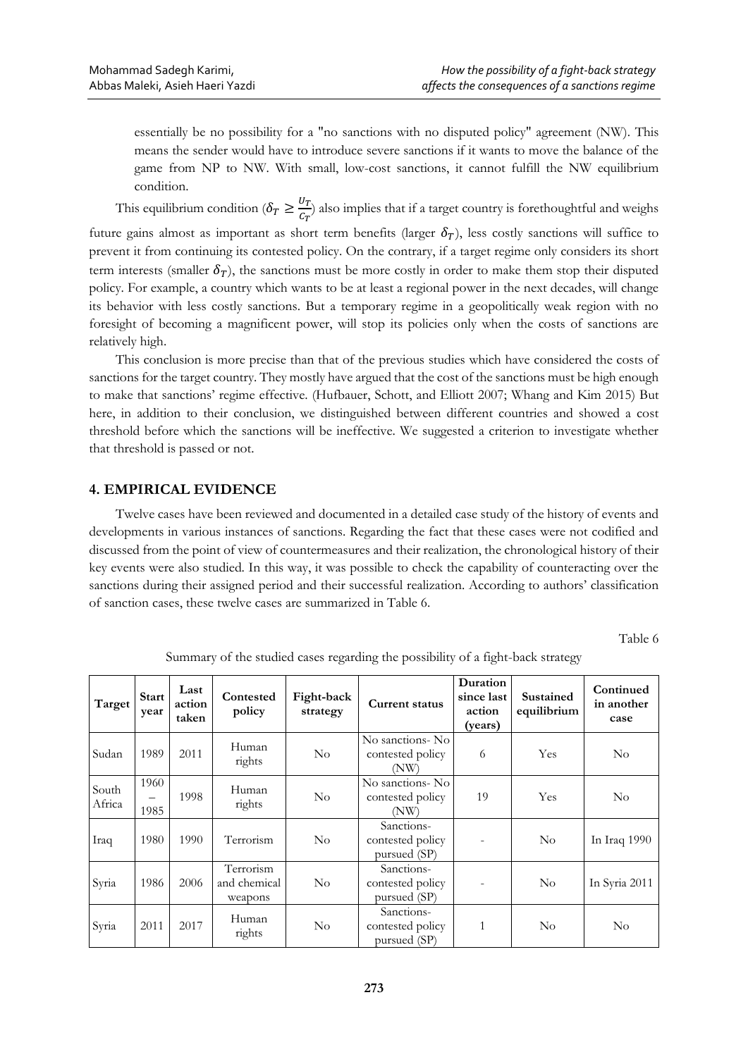essentially be no possibility for a "no sanctions with no disputed policy" agreement (NW). This means the sender would have to introduce severe sanctions if it wants to move the balance of the game from NP to NW. With small, low-cost sanctions, it cannot fulfill the NW equilibrium condition.

This equilibrium condition ($\delta_T \geq \frac{U_T}{C_T}$) also implies that if a target country is forethoughtful and weighs future gains almost as important as short term benefits (larger $\delta_T$), less costly sanctions will suffice to prevent it from continuing its contested policy. On the contrary, if a target regime only considers its short term interests (smaller $\delta_T$), the sanctions must be more costly in order to make them stop their disputed policy. For example, a country which wants to be at least a regional power in the next decades, will change its behavior with less costly sanctions. But a temporary regime in a geopolitically weak region with no foresight of becoming a magnificent power, will stop its policies only when the costs of sanctions are relatively high.

This conclusion is more precise than that of the previous studies which have considered the costs of sanctions for the target country. They mostly have argued that the cost of the sanctions must be high enough to make that sanctions' regime effective. (Hufbauer, Schott, and Elliott 2007; Whang and Kim 2015) But here, in addition to their conclusion, we distinguished between different countries and showed a cost threshold before which the sanctions will be ineffective. We suggested a criterion to investigate whether that threshold is passed or not.

## 4. EMPIRICAL EVIDENCE

Twelve cases have been reviewed and documented in a detailed case study of the history of events and developments in various instances of sanctions. Regarding the fact that these cases were not codified and discussed from the point of view of countermeasures and their realization, the chronological history of their key events were also studied. In this way, it was possible to check the capability of counteracting over the sanctions during their assigned period and their successful realization. According to authors' classification of sanction cases, these twelve cases are summarized in Table 6.

Table 6

Summary of the studied cases regarding the possibility of a fight-back strategy

| Target | Start year | Last action taken | Contested policy | Fight-back strategy | Current status | Duration since last action (years) | Sustained equilibrium | Continued in another case |
|---|---|---|---|---|---|---|---|---|
| Sudan | 1989 | 2011 | Human rights | No | No sanctions- No contested policy (NW) | 6 | Yes | No |
| South Africa | 1960 – 1985 | 1998 | Human rights | No | No sanctions- No contested policy (NW) | 19 | Yes | No |
| Iraq | 1980 | 1990 | Terrorism | No | Sanctions- contested policy pursued (SP) | - | No | In Iraq 1990 |
| Syria | 1986 | 2006 | Terrorism and chemical weapons | No | Sanctions- contested policy pursued (SP) | - | No | In Syria 2011 |
| Syria | 2011 | 2017 | Human rights | No | Sanctions- contested policy pursued (SP) | 1 | No | No |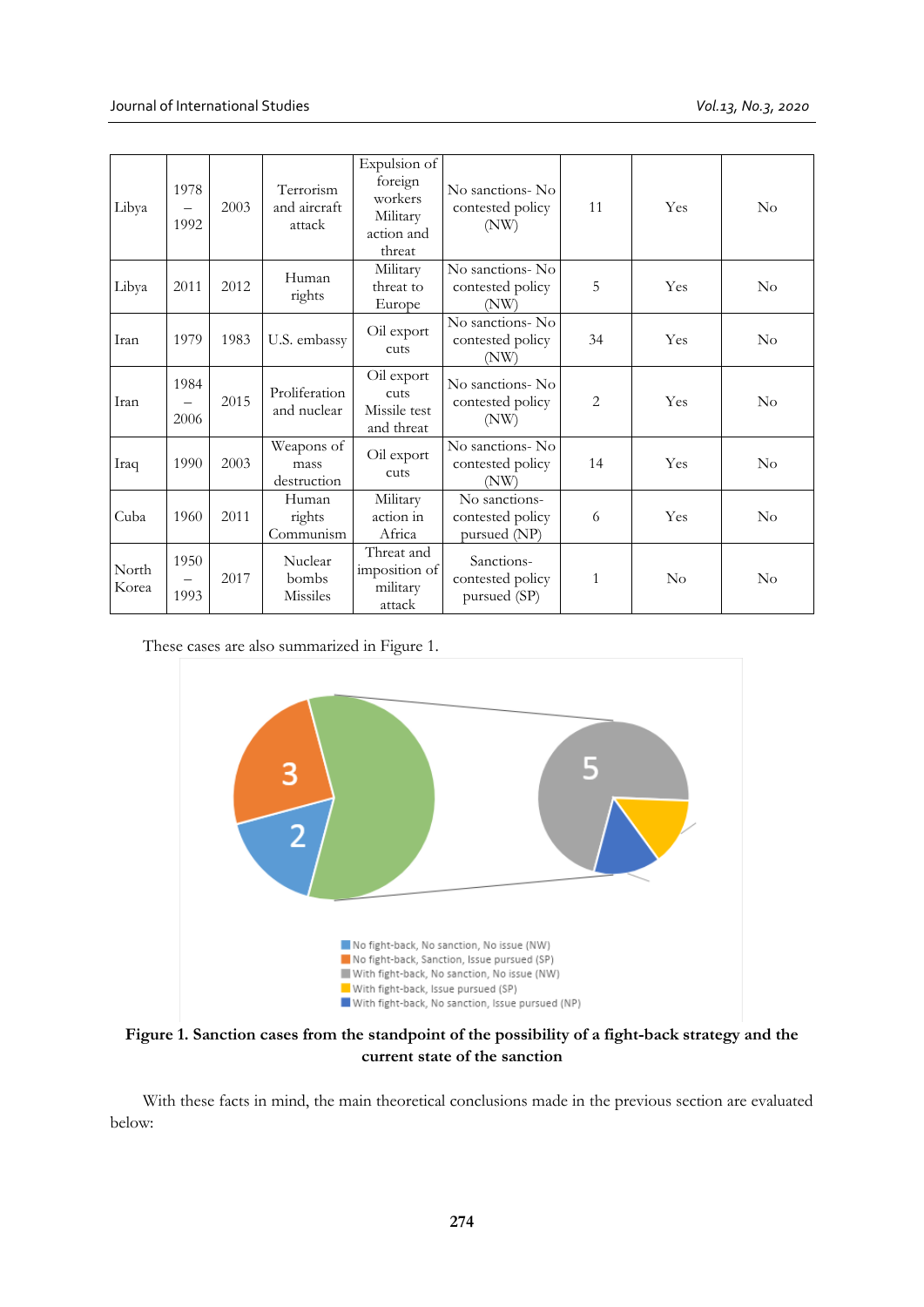| Libya | 1978 – 1992 | 2003 | Terrorism and aircraft attack | Expulsion of foreign workers Military action and threat | No sanctions- No contested policy (NW) | 11 | Yes | No |
|---|---|---|---|---|---|---|---|---|
| Libya | 2011 | 2012 | Human rights | Military threat to Europe | No sanctions- No contested policy (NW) | 5 | Yes | No |
| Iran | 1979 | 1983 | U.S. embassy | Oil export cuts | No sanctions- No contested policy (NW) | 34 | Yes | No |
| Iran | 1984 – 2006 | 2015 | Proliferation and nuclear | Oil export cuts Missile test and threat | No sanctions- No contested policy (NW) | 2 | Yes | No |
| Iraq | 1990 | 2003 | Weapons of mass destruction | Oil export cuts | No sanctions- No contested policy (NW) | 14 | Yes | No |
| Cuba | 1960 | 2011 | Human rights Communism | Military action in Africa | No sanctions- contested policy pursued (NP) | 6 | Yes | No |
| North Korea | 1950 – 1993 | 2017 | Nuclear bombs Missiles | Threat and imposition of military attack | Sanctions- contested policy pursued (SP) | 1 | No | No |

These cases are also summarized in Figure 1.

Figure 1. Sanction cases from the standpoint of the possibility of a fight-back strategy and the current state of the sanction

With these facts in mind, the main theoretical conclusions made in the previous section are evaluated below: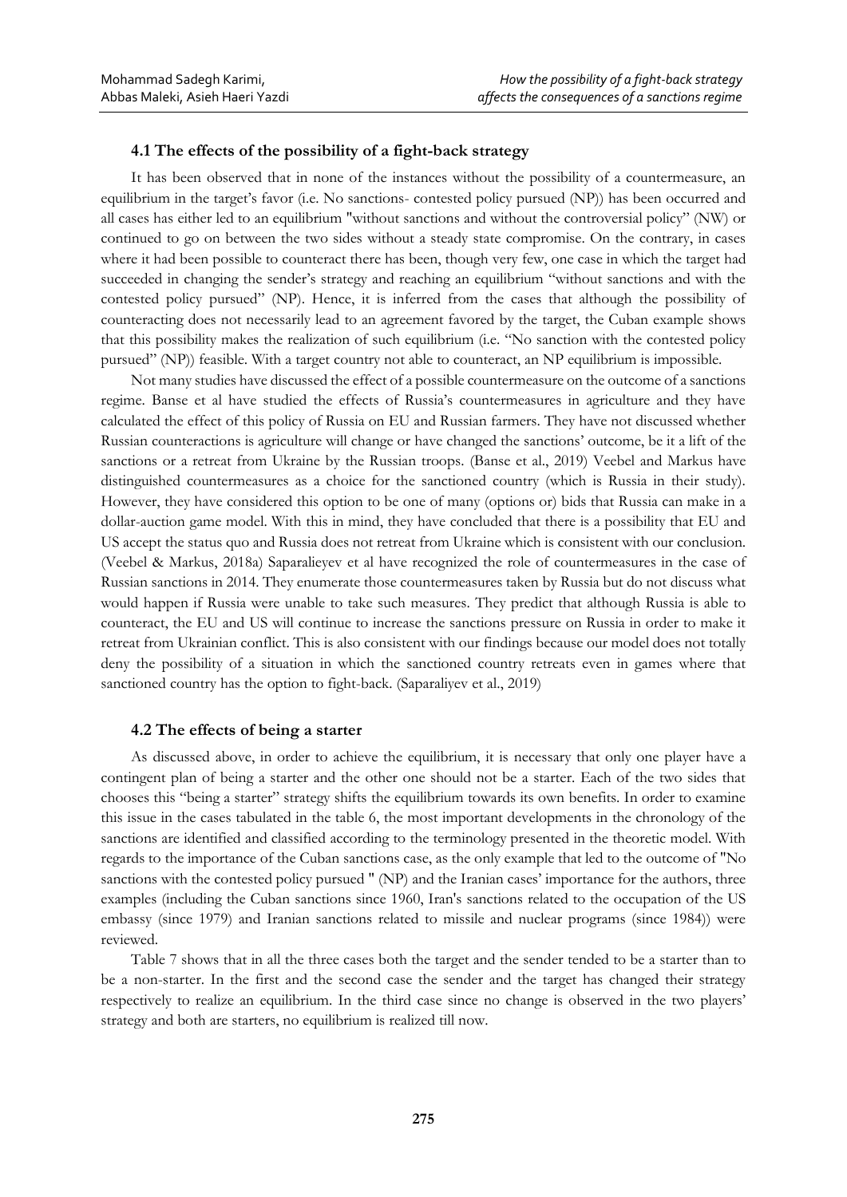### 4.1 The effects of the possibility of a fight-back strategy

It has been observed that in none of the instances without the possibility of a countermeasure, an equilibrium in the target's favor (i.e. No sanctions- contested policy pursued (NP)) has been occurred and all cases has either led to an equilibrium "without sanctions and without the controversial policy" (NW) or continued to go on between the two sides without a steady state compromise. On the contrary, in cases where it had been possible to counteract there has been, though very few, one case in which the target had succeeded in changing the sender's strategy and reaching an equilibrium "without sanctions and with the contested policy pursued" (NP). Hence, it is inferred from the cases that although the possibility of counteracting does not necessarily lead to an agreement favored by the target, the Cuban example shows that this possibility makes the realization of such equilibrium (i.e. "No sanction with the contested policy pursued" (NP)) feasible. With a target country not able to counteract, an NP equilibrium is impossible.

Not many studies have discussed the effect of a possible countermeasure on the outcome of a sanctions regime. Banse et al have studied the effects of Russia's countermeasures in agriculture and they have calculated the effect of this policy of Russia on EU and Russian farmers. They have not discussed whether Russian counteractions is agriculture will change or have changed the sanctions' outcome, be it a lift of the sanctions or a retreat from Ukraine by the Russian troops. (Banse et al., 2019) Veebel and Markus have distinguished countermeasures as a choice for the sanctioned country (which is Russia in their study). However, they have considered this option to be one of many (options or) bids that Russia can make in a dollar-auction game model. With this in mind, they have concluded that there is a possibility that EU and US accept the status quo and Russia does not retreat from Ukraine which is consistent with our conclusion. (Veebel & Markus, 2018a) Saparalieyev et al have recognized the role of countermeasures in the case of Russian sanctions in 2014. They enumerate those countermeasures taken by Russia but do not discuss what would happen if Russia were unable to take such measures. They predict that although Russia is able to counteract, the EU and US will continue to increase the sanctions pressure on Russia in order to make it retreat from Ukrainian conflict. This is also consistent with our findings because our model does not totally deny the possibility of a situation in which the sanctioned country retreats even in games where that sanctioned country has the option to fight-back. (Saparaliyev et al., 2019)

### 4.2 The effects of being a starter

As discussed above, in order to achieve the equilibrium, it is necessary that only one player have a contingent plan of being a starter and the other one should not be a starter. Each of the two sides that chooses this "being a starter" strategy shifts the equilibrium towards its own benefits. In order to examine this issue in the cases tabulated in the table 6, the most important developments in the chronology of the sanctions are identified and classified according to the terminology presented in the theoretic model. With regards to the importance of the Cuban sanctions case, as the only example that led to the outcome of "No sanctions with the contested policy pursued " (NP) and the Iranian cases' importance for the authors, three examples (including the Cuban sanctions since 1960, Iran's sanctions related to the occupation of the US embassy (since 1979) and Iranian sanctions related to missile and nuclear programs (since 1984)) were reviewed.

Table 7 shows that in all the three cases both the target and the sender tended to be a starter than to be a non-starter. In the first and the second case the sender and the target has changed their strategy respectively to realize an equilibrium. In the third case since no change is observed in the two players' strategy and both are starters, no equilibrium is realized till now.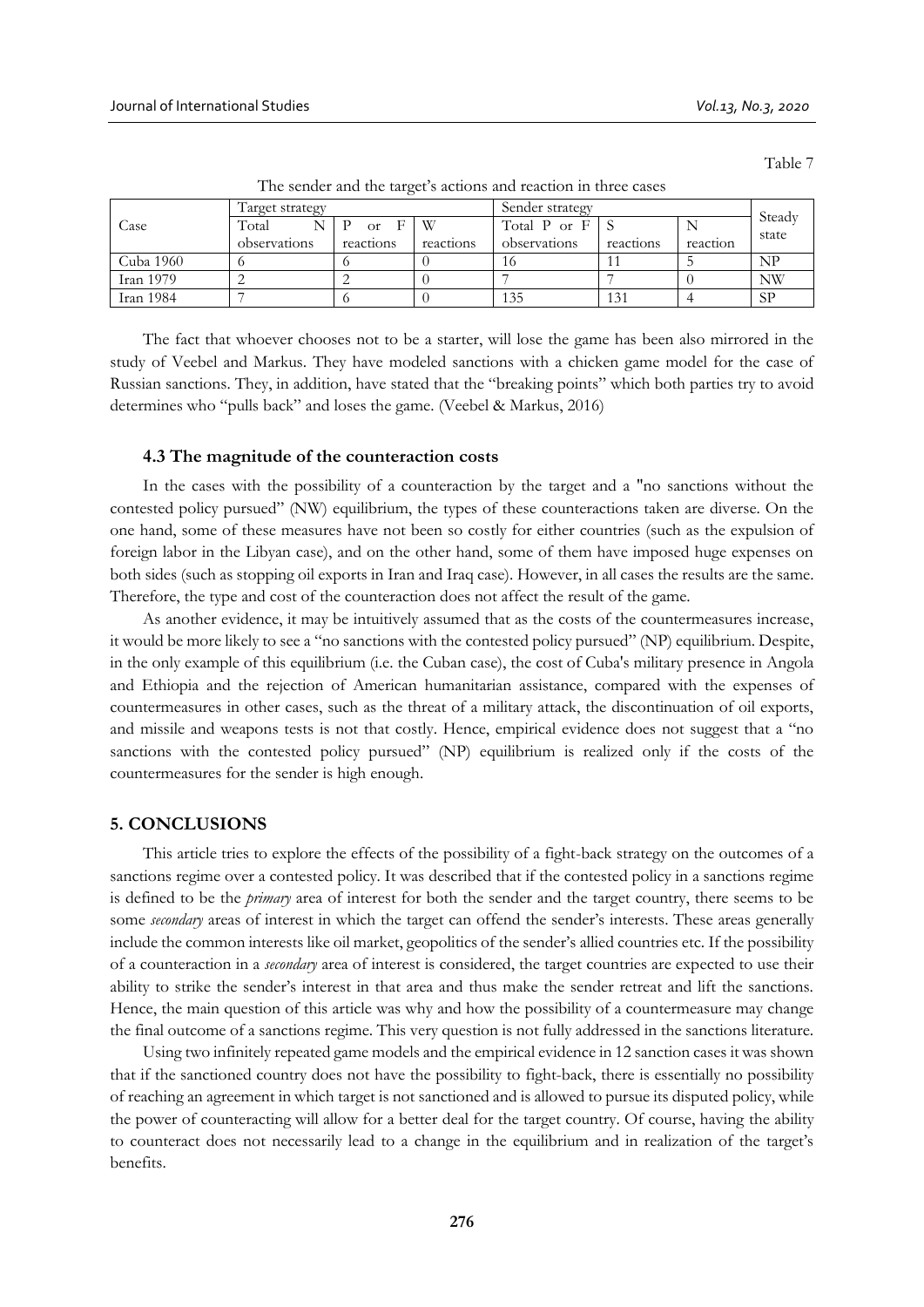Table 7

The sender and the target's actions and reaction in three cases

| Case | Target strategy | | | Sender strategy | | | Steady state |
|---|---|---|---|---|---|---|---|
| | Total N observations | P or F reactions | W reactions | Total P or F observations | S reactions | N reaction | |
| Cuba 1960 | 6 | 6 | 0 | 16 | 11 | 5 | NP |
| Iran 1979 | 2 | 2 | 0 | 7 | 7 | 0 | NW |
| Iran 1984 | 7 | 6 | 0 | 135 | 131 | 4 | SP |

The fact that whoever chooses not to be a starter, will lose the game has been also mirrored in the study of Veebel and Markus. They have modeled sanctions with a chicken game model for the case of Russian sanctions. They, in addition, have stated that the "breaking points" which both parties try to avoid determines who "pulls back" and loses the game. (Veebel & Markus, 2016)

### 4.3 The magnitude of the counteraction costs

In the cases with the possibility of a counteraction by the target and a "no sanctions without the contested policy pursued" (NW) equilibrium, the types of these counteractions taken are diverse. On the one hand, some of these measures have not been so costly for either countries (such as the expulsion of foreign labor in the Libyan case), and on the other hand, some of them have imposed huge expenses on both sides (such as stopping oil exports in Iran and Iraq case). However, in all cases the results are the same. Therefore, the type and cost of the counteraction does not affect the result of the game.

As another evidence, it may be intuitively assumed that as the costs of the countermeasures increase, it would be more likely to see a "no sanctions with the contested policy pursued" (NP) equilibrium. Despite, in the only example of this equilibrium (i.e. the Cuban case), the cost of Cuba's military presence in Angola and Ethiopia and the rejection of American humanitarian assistance, compared with the expenses of countermeasures in other cases, such as the threat of a military attack, the discontinuation of oil exports, and missile and weapons tests is not that costly. Hence, empirical evidence does not suggest that a "no sanctions with the contested policy pursued" (NP) equilibrium is realized only if the costs of the countermeasures for the sender is high enough.

## 5. CONCLUSIONS

This article tries to explore the effects of the possibility of a fight-back strategy on the outcomes of a sanctions regime over a contested policy. It was described that if the contested policy in a sanctions regime is defined to be the *primary* area of interest for both the sender and the target country, there seems to be some *secondary* areas of interest in which the target can offend the sender's interests. These areas generally include the common interests like oil market, geopolitics of the sender's allied countries etc. If the possibility of a counteraction in a *secondary* area of interest is considered, the target countries are expected to use their ability to strike the sender's interest in that area and thus make the sender retreat and lift the sanctions. Hence, the main question of this article was why and how the possibility of a countermeasure may change the final outcome of a sanctions regime. This very question is not fully addressed in the sanctions literature.

Using two infinitely repeated game models and the empirical evidence in 12 sanction cases it was shown that if the sanctioned country does not have the possibility to fight-back, there is essentially no possibility of reaching an agreement in which target is not sanctioned and is allowed to pursue its disputed policy, while the power of counteracting will allow for a better deal for the target country. Of course, having the ability to counteract does not necessarily lead to a change in the equilibrium and in realization of the target's benefits.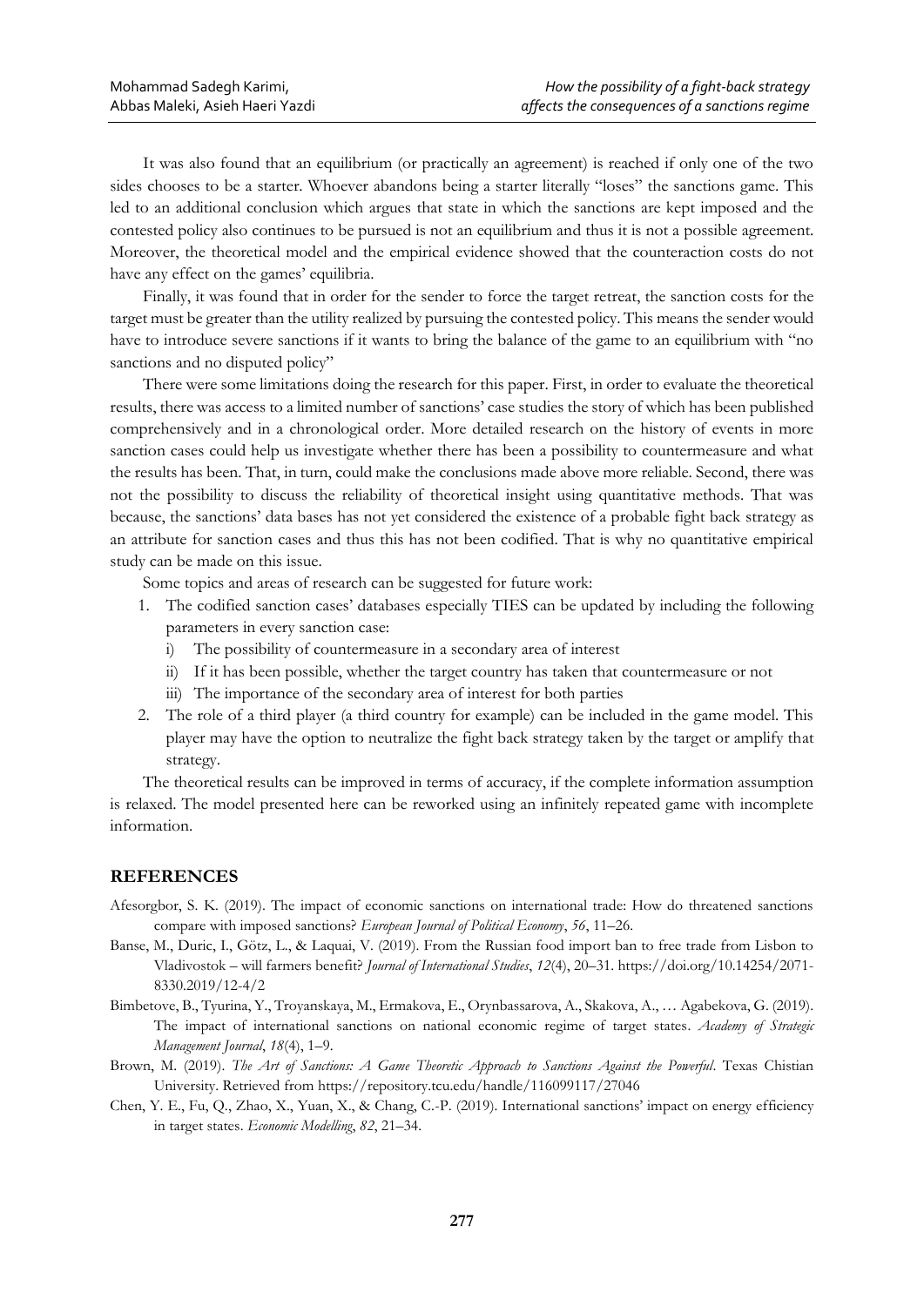It was also found that an equilibrium (or practically an agreement) is reached if only one of the two sides chooses to be a starter. Whoever abandons being a starter literally "loses" the sanctions game. This led to an additional conclusion which argues that state in which the sanctions are kept imposed and the contested policy also continues to be pursued is not an equilibrium and thus it is not a possible agreement. Moreover, the theoretical model and the empirical evidence showed that the counteraction costs do not have any effect on the games' equilibria.

Finally, it was found that in order for the sender to force the target retreat, the sanction costs for the target must be greater than the utility realized by pursuing the contested policy. This means the sender would have to introduce severe sanctions if it wants to bring the balance of the game to an equilibrium with "no sanctions and no disputed policy"

There were some limitations doing the research for this paper. First, in order to evaluate the theoretical results, there was access to a limited number of sanctions' case studies the story of which has been published comprehensively and in a chronological order. More detailed research on the history of events in more sanction cases could help us investigate whether there has been a possibility to countermeasure and what the results has been. That, in turn, could make the conclusions made above more reliable. Second, there was not the possibility to discuss the reliability of theoretical insight using quantitative methods. That was because, the sanctions' data bases has not yet considered the existence of a probable fight back strategy as an attribute for sanction cases and thus this has not been codified. That is why no quantitative empirical study can be made on this issue.

Some topics and areas of research can be suggested for future work:

1. The codified sanction cases' databases especially TIES can be updated by including the following parameters in every sanction case:
   i) The possibility of countermeasure in a secondary area of interest
   ii) If it has been possible, whether the target country has taken that countermeasure or not
   iii) The importance of the secondary area of interest for both parties
2. The role of a third player (a third country for example) can be included in the game model. This player may have the option to neutralize the fight back strategy taken by the target or amplify that strategy.

The theoretical results can be improved in terms of accuracy, if the complete information assumption is relaxed. The model presented here can be reworked using an infinitely repeated game with incomplete information.

## REFERENCES

Afesorgbor, S. K. (2019). The impact of economic sanctions on international trade: How do threatened sanctions compare with imposed sanctions? *European Journal of Political Economy*, *56*, 11–26.

Banse, M., Duric, I., Götz, L., & Laquai, V. (2019). From the Russian food import ban to free trade from Lisbon to Vladivostok – will farmers benefit? *Journal of International Studies*, *12*(4), 20–31. https://doi.org/10.14254/2071-8330.2019/12-4/2

Bimbetove, B., Tyurina, Y., Troyanskaya, M., Ermakova, E., Orynbassarova, A., Skakova, A., … Agabekova, G. (2019). The impact of international sanctions on national economic regime of target states. *Academy of Strategic Management Journal*, *18*(4), 1–9.

Brown, M. (2019). *The Art of Sanctions: A Game Theoretic Approach to Sanctions Against the Powerful*. Texas Chistian University. Retrieved from https://repository.tcu.edu/handle/116099117/27046

Chen, Y. E., Fu, Q., Zhao, X., Yuan, X., & Chang, C.-P. (2019). International sanctions' impact on energy efficiency in target states. *Economic Modelling*, *82*, 21–34.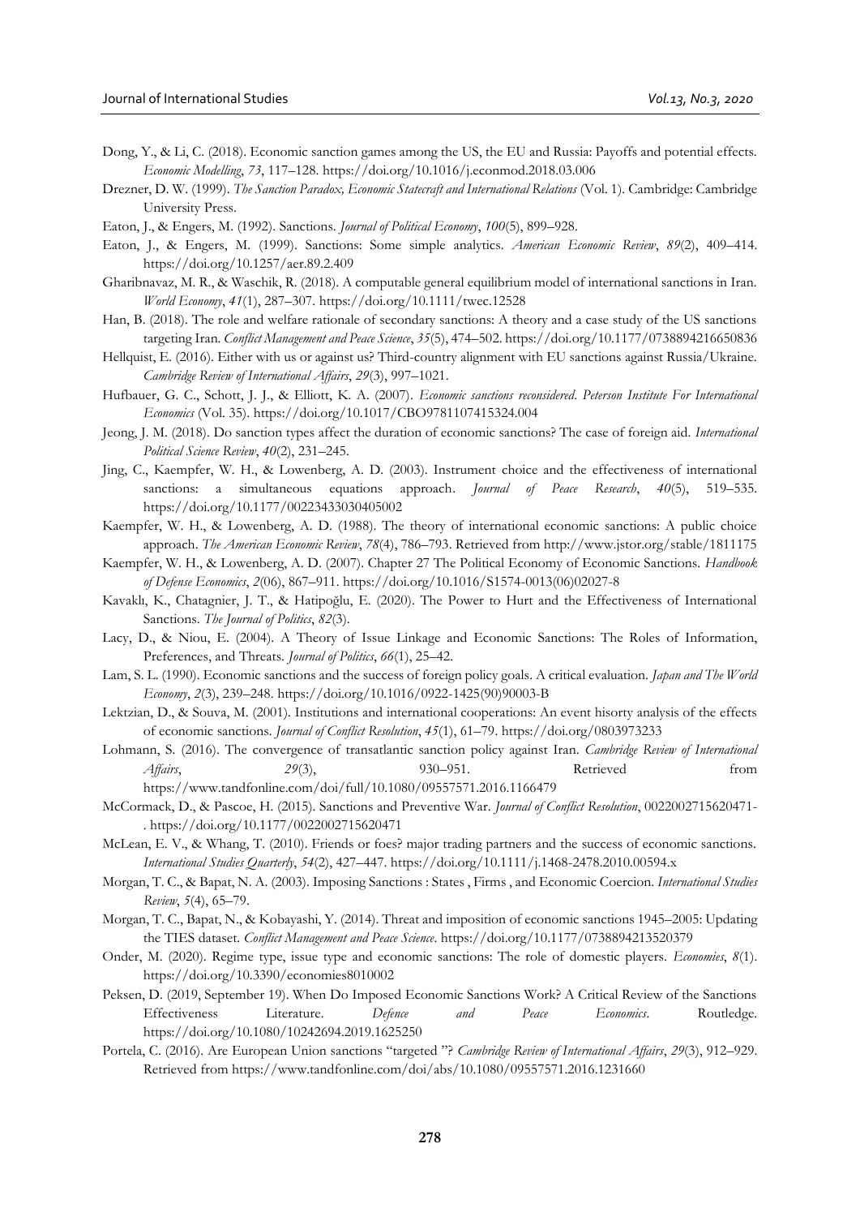Dong, Y., & Li, C. (2018). Economic sanction games among the US, the EU and Russia: Payoffs and potential effects. *Economic Modelling*, *73*, 117–128. https://doi.org/10.1016/j.econmod.2018.03.006

Drezner, D. W. (1999). *The Sanction Paradox, Economic Statecraft and International Relations* (Vol. 1). Cambridge: Cambridge University Press.

Eaton, J., & Engers, M. (1992). Sanctions. *Journal of Political Economy*, *100*(5), 899–928.

Eaton, J., & Engers, M. (1999). Sanctions: Some simple analytics. *American Economic Review*, *89*(2), 409–414. https://doi.org/10.1257/aer.89.2.409

Gharibnavaz, M. R., & Waschik, R. (2018). A computable general equilibrium model of international sanctions in Iran. *World Economy*, *41*(1), 287–307. https://doi.org/10.1111/twec.12528

Han, B. (2018). The role and welfare rationale of secondary sanctions: A theory and a case study of the US sanctions targeting Iran. *Conflict Management and Peace Science*, *35*(5), 474–502. https://doi.org/10.1177/0738894216650836

Hellquist, E. (2016). Either with us or against us? Third-country alignment with EU sanctions against Russia/Ukraine. *Cambridge Review of International Affairs*, *29*(3), 997–1021.

Hufbauer, G. C., Schott, J. J., & Elliott, K. A. (2007). *Economic sanctions reconsidered*. *Peterson Institute For International Economics* (Vol. 35). https://doi.org/10.1017/CBO9781107415324.004

Jeong, J. M. (2018). Do sanction types affect the duration of economic sanctions? The case of foreign aid. *International Political Science Review*, *40*(2), 231–245.

Jing, C., Kaempfer, W. H., & Lowenberg, A. D. (2003). Instrument choice and the effectiveness of international sanctions: a simultaneous equations approach. *Journal of Peace Research*, *40*(5), 519–535. https://doi.org/10.1177/00223433030405002

Kaempfer, W. H., & Lowenberg, A. D. (1988). The theory of international economic sanctions: A public choice approach. *The American Economic Review*, *78*(4), 786–793. Retrieved from http://www.jstor.org/stable/1811175

Kaempfer, W. H., & Lowenberg, A. D. (2007). Chapter 27 The Political Economy of Economic Sanctions. *Handbook of Defense Economics*, *2*(06), 867–911. https://doi.org/10.1016/S1574-0013(06)02027-8

Kavaklı, K., Chatagnier, J. T., & Hatipoğlu, E. (2020). The Power to Hurt and the Effectiveness of International Sanctions. *The Journal of Politics*, *82*(3).

Lacy, D., & Niou, E. (2004). A Theory of Issue Linkage and Economic Sanctions: The Roles of Information, Preferences, and Threats. *Journal of Politics*, *66*(1), 25–42.

Lam, S. L. (1990). Economic sanctions and the success of foreign policy goals. A critical evaluation. *Japan and The World Economy*, *2*(3), 239–248. https://doi.org/10.1016/0922-1425(90)90003-B

Lektzian, D., & Souva, M. (2001). Institutions and international cooperations: An event hisorty analysis of the effects of economic sanctions. *Journal of Conflict Resolution*, *45*(1), 61–79. https://doi.org/0803973233

Lohmann, S. (2016). The convergence of transatlantic sanction policy against Iran. *Cambridge Review of International Affairs*, *29*(3), 930–951. Retrieved from https://www.tandfonline.com/doi/full/10.1080/09557571.2016.1166479

McCormack, D., & Pascoe, H. (2015). Sanctions and Preventive War. *Journal of Conflict Resolution*, 0022002715620471-. https://doi.org/10.1177/0022002715620471

McLean, E. V., & Whang, T. (2010). Friends or foes? major trading partners and the success of economic sanctions. *International Studies Quarterly*, *54*(2), 427–447. https://doi.org/10.1111/j.1468-2478.2010.00594.x

Morgan, T. C., & Bapat, N. A. (2003). Imposing Sanctions : States , Firms , and Economic Coercion. *International Studies Review*, *5*(4), 65–79.

Morgan, T. C., Bapat, N., & Kobayashi, Y. (2014). Threat and imposition of economic sanctions 1945–2005: Updating the TIES dataset. *Conflict Management and Peace Science*. https://doi.org/10.1177/0738894213520379

Onder, M. (2020). Regime type, issue type and economic sanctions: The role of domestic players. *Economies*, *8*(1). https://doi.org/10.3390/economies8010002

Peksen, D. (2019, September 19). When Do Imposed Economic Sanctions Work? A Critical Review of the Sanctions Effectiveness Literature. *Defence and Peace Economics*. Routledge. https://doi.org/10.1080/10242694.2019.1625250

Portela, C. (2016). Are European Union sanctions "targeted "? *Cambridge Review of International Affairs*, *29*(3), 912–929. Retrieved from https://www.tandfonline.com/doi/abs/10.1080/09557571.2016.1231660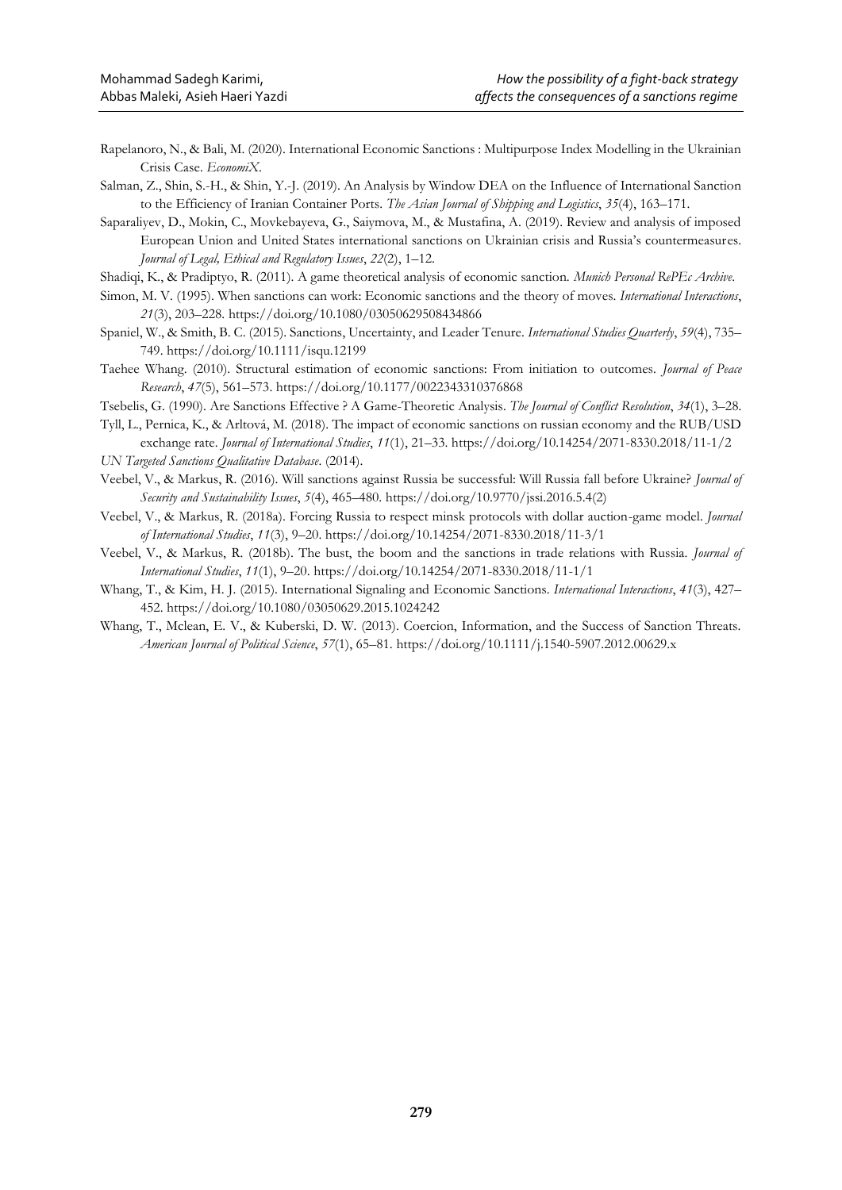Rapelanoro, N., & Bali, M. (2020). International Economic Sanctions : Multipurpose Index Modelling in the Ukrainian Crisis Case. *EconomiX*.

Salman, Z., Shin, S.-H., & Shin, Y.-J. (2019). An Analysis by Window DEA on the Influence of International Sanction to the Efficiency of Iranian Container Ports. *The Asian Journal of Shipping and Logistics*, *35*(4), 163–171.

Saparaliyev, D., Mokin, C., Movkebayeva, G., Saiymova, M., & Mustafina, A. (2019). Review and analysis of imposed European Union and United States international sanctions on Ukrainian crisis and Russia's countermeasures. *Journal of Legal, Ethical and Regulatory Issues*, *22*(2), 1–12.

Shadiqi, K., & Pradiptyo, R. (2011). A game theoretical analysis of economic sanction. *Munich Personal RePEc Archive*.

Simon, M. V. (1995). When sanctions can work: Economic sanctions and the theory of moves. *International Interactions*, *21*(3), 203–228. https://doi.org/10.1080/03050629508434866

Spaniel, W., & Smith, B. C. (2015). Sanctions, Uncertainty, and Leader Tenure. *International Studies Quarterly*, *59*(4), 735–749. https://doi.org/10.1111/isqu.12199

Taehee Whang. (2010). Structural estimation of economic sanctions: From initiation to outcomes. *Journal of Peace Research*, *47*(5), 561–573. https://doi.org/10.1177/0022343310376868

Tsebelis, G. (1990). Are Sanctions Effective ? A Game-Theoretic Analysis. *The Journal of Conflict Resolution*, *34*(1), 3–28.

Tyll, L., Pernica, K., & Arltová, M. (2018). The impact of economic sanctions on russian economy and the RUB/USD exchange rate. *Journal of International Studies*, *11*(1), 21–33. https://doi.org/10.14254/2071-8330.2018/11-1/2

*UN Targeted Sanctions Qualitative Database*. (2014).

Veebel, V., & Markus, R. (2016). Will sanctions against Russia be successful: Will Russia fall before Ukraine? *Journal of Security and Sustainability Issues*, *5*(4), 465–480. https://doi.org/10.9770/jssi.2016.5.4(2)

Veebel, V., & Markus, R. (2018a). Forcing Russia to respect minsk protocols with dollar auction-game model. *Journal of International Studies*, *11*(3), 9–20. https://doi.org/10.14254/2071-8330.2018/11-3/1

Veebel, V., & Markus, R. (2018b). The bust, the boom and the sanctions in trade relations with Russia. *Journal of International Studies*, *11*(1), 9–20. https://doi.org/10.14254/2071-8330.2018/11-1/1

Whang, T., & Kim, H. J. (2015). International Signaling and Economic Sanctions. *International Interactions*, *41*(3), 427–452. https://doi.org/10.1080/03050629.2015.1024242

Whang, T., Mclean, E. V., & Kuberski, D. W. (2013). Coercion, Information, and the Success of Sanction Threats. *American Journal of Political Science*, *57*(1), 65–81. https://doi.org/10.1111/j.1540-5907.2012.00629.x